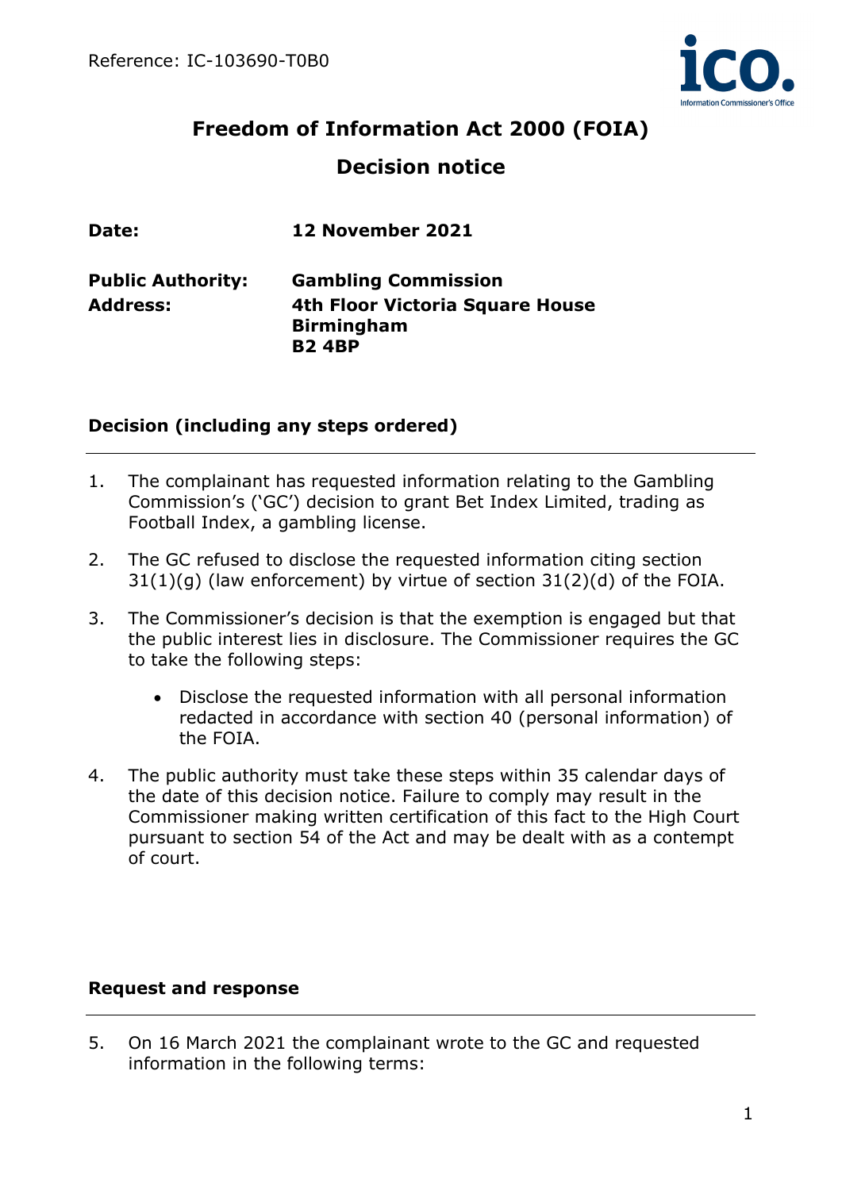Reference: IC-103690-T0B0

# Freedom of Information Act 2000 (FOIA)

## Decision notice

**Date:** **12 November 2021**

**Public Authority:** **Gambling Commission**
**Address:** **4th Floor Victoria Square House**
**Birmingham**
**B2 4BP**

### Decision (including any steps ordered)

1. The complainant has requested information relating to the Gambling Commission's ('GC') decision to grant Bet Index Limited, trading as Football Index, a gambling license.

2. The GC refused to disclose the requested information citing section 31(1)(g) (law enforcement) by virtue of section 31(2)(d) of the FOIA.

3. The Commissioner's decision is that the exemption is engaged but that the public interest lies in disclosure. The Commissioner requires the GC to take the following steps:

   - Disclose the requested information with all personal information redacted in accordance with section 40 (personal information) of the FOIA.

4. The public authority must take these steps within 35 calendar days of the date of this decision notice. Failure to comply may result in the Commissioner making written certification of this fact to the High Court pursuant to section 54 of the Act and may be dealt with as a contempt of court.

### Request and response

5. On 16 March 2021 the complainant wrote to the GC and requested information in the following terms: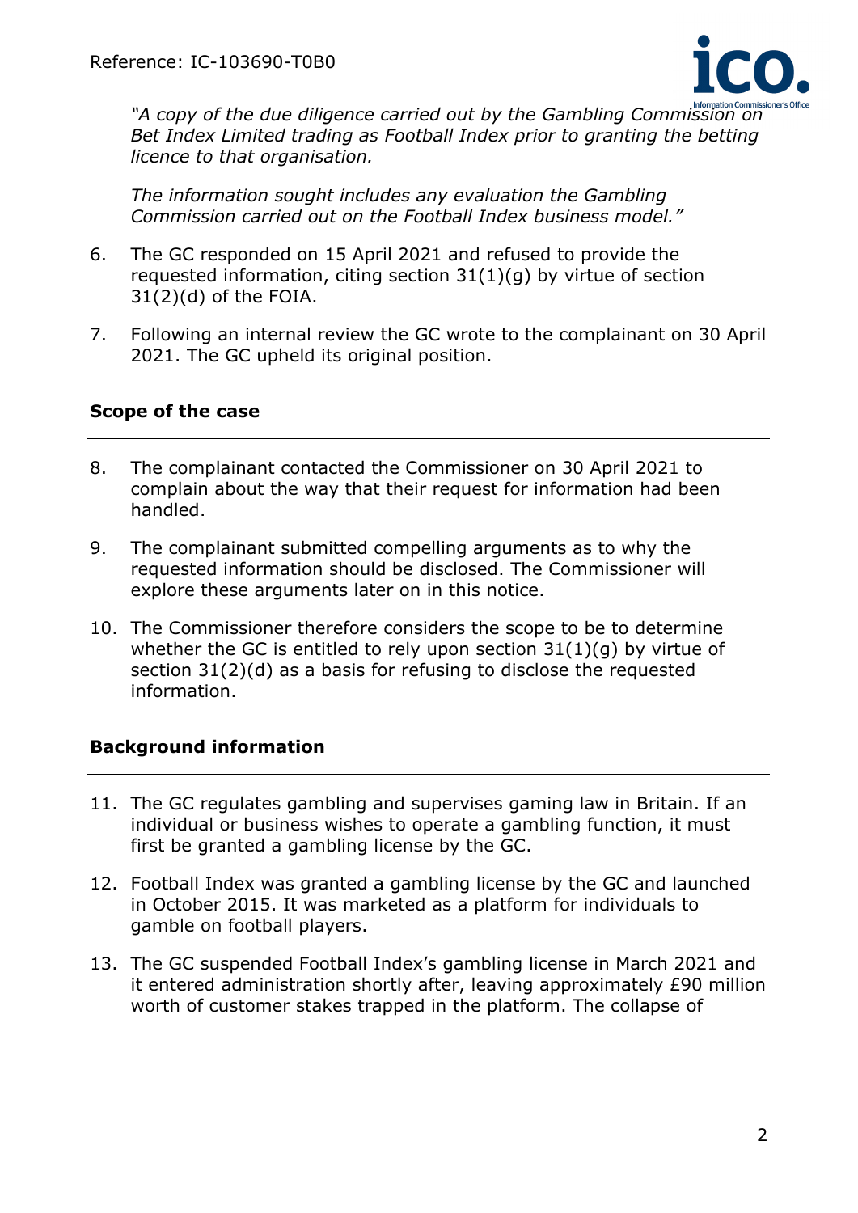*"A copy of the due diligence carried out by the Gambling Commission on Bet Index Limited trading as Football Index prior to granting the betting licence to that organisation.*

*The information sought includes any evaluation the Gambling Commission carried out on the Football Index business model."*

6. The GC responded on 15 April 2021 and refused to provide the requested information, citing section 31(1)(g) by virtue of section 31(2)(d) of the FOIA.

7. Following an internal review the GC wrote to the complainant on 30 April 2021. The GC upheld its original position.

## Scope of the case

8. The complainant contacted the Commissioner on 30 April 2021 to complain about the way that their request for information had been handled.

9. The complainant submitted compelling arguments as to why the requested information should be disclosed. The Commissioner will explore these arguments later on in this notice.

10. The Commissioner therefore considers the scope to be to determine whether the GC is entitled to rely upon section 31(1)(g) by virtue of section 31(2)(d) as a basis for refusing to disclose the requested information.

## Background information

11. The GC regulates gambling and supervises gaming law in Britain. If an individual or business wishes to operate a gambling function, it must first be granted a gambling license by the GC.

12. Football Index was granted a gambling license by the GC and launched in October 2015. It was marketed as a platform for individuals to gamble on football players.

13. The GC suspended Football Index's gambling license in March 2021 and it entered administration shortly after, leaving approximately £90 million worth of customer stakes trapped in the platform. The collapse of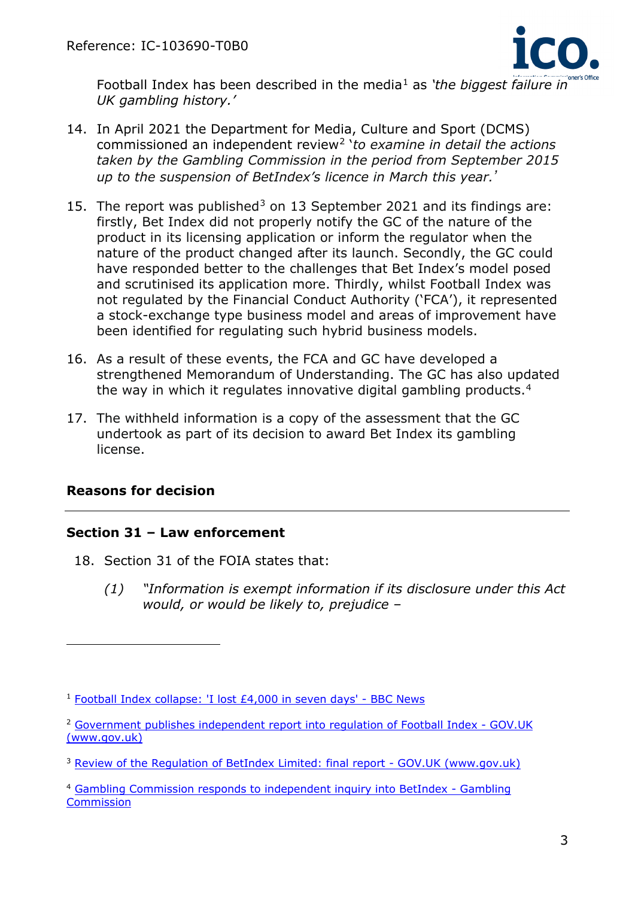Football Index has been described in the media[1] as *'the biggest failure in UK gambling history.'*

14. In April 2021 the Department for Media, Culture and Sport (DCMS) commissioned an independent review[2] '*to examine in detail the actions taken by the Gambling Commission in the period from September 2015 up to the suspension of BetIndex's licence in March this year.*'

15. The report was published[3] on 13 September 2021 and its findings are: firstly, Bet Index did not properly notify the GC of the nature of the product in its licensing application or inform the regulator when the nature of the product changed after its launch. Secondly, the GC could have responded better to the challenges that Bet Index's model posed and scrutinised its application more. Thirdly, whilst Football Index was not regulated by the Financial Conduct Authority ('FCA'), it represented a stock-exchange type business model and areas of improvement have been identified for regulating such hybrid business models.

16. As a result of these events, the FCA and GC have developed a strengthened Memorandum of Understanding. The GC has also updated the way in which it regulates innovative digital gambling products.[4]

17. The withheld information is a copy of the assessment that the GC undertook as part of its decision to award Bet Index its gambling license.

## Reasons for decision

### Section 31 – Law enforcement

18. Section 31 of the FOIA states that:

    *(1) "Information is exempt information if its disclosure under this Act would, or would be likely to, prejudice –*

---

[1] Football Index collapse: 'I lost £4,000 in seven days' - BBC News

[2] Government publishes independent report into regulation of Football Index - GOV.UK (www.gov.uk)

[3] Review of the Regulation of BetIndex Limited: final report - GOV.UK (www.gov.uk)

[4] Gambling Commission responds to independent inquiry into BetIndex - Gambling Commission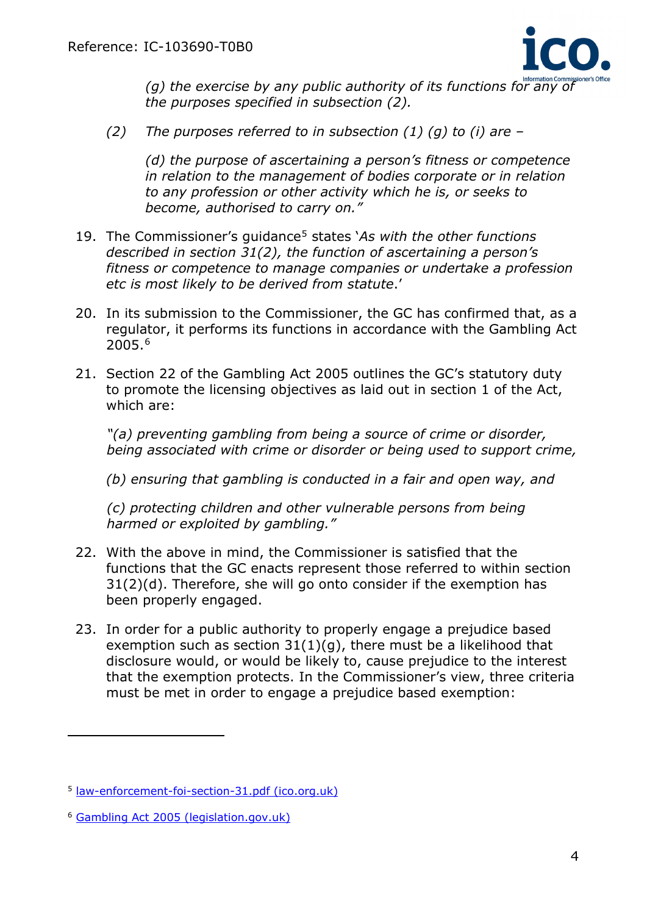*(g) the exercise by any public authority of its functions for any of the purposes specified in subsection (2).*

*(2) The purposes referred to in subsection (1) (g) to (i) are –*

*(d) the purpose of ascertaining a person's fitness or competence in relation to the management of bodies corporate or in relation to any profession or other activity which he is, or seeks to become, authorised to carry on."*

19. The Commissioner's guidance[5] states '*As with the other functions described in section 31(2), the function of ascertaining a person's fitness or competence to manage companies or undertake a profession etc is most likely to be derived from statute*.'

20. In its submission to the Commissioner, the GC has confirmed that, as a regulator, it performs its functions in accordance with the Gambling Act 2005.[6]

21. Section 22 of the Gambling Act 2005 outlines the GC's statutory duty to promote the licensing objectives as laid out in section 1 of the Act, which are:

    *"(a) preventing gambling from being a source of crime or disorder, being associated with crime or disorder or being used to support crime,*

    *(b) ensuring that gambling is conducted in a fair and open way, and*

    *(c) protecting children and other vulnerable persons from being harmed or exploited by gambling."*

22. With the above in mind, the Commissioner is satisfied that the functions that the GC enacts represent those referred to within section 31(2)(d). Therefore, she will go onto consider if the exemption has been properly engaged.

23. In order for a public authority to properly engage a prejudice based exemption such as section 31(1)(g), there must be a likelihood that disclosure would, or would be likely to, cause prejudice to the interest that the exemption protects. In the Commissioner's view, three criteria must be met in order to engage a prejudice based exemption:

---

[5] law-enforcement-foi-section-31.pdf (ico.org.uk)

[6] Gambling Act 2005 (legislation.gov.uk)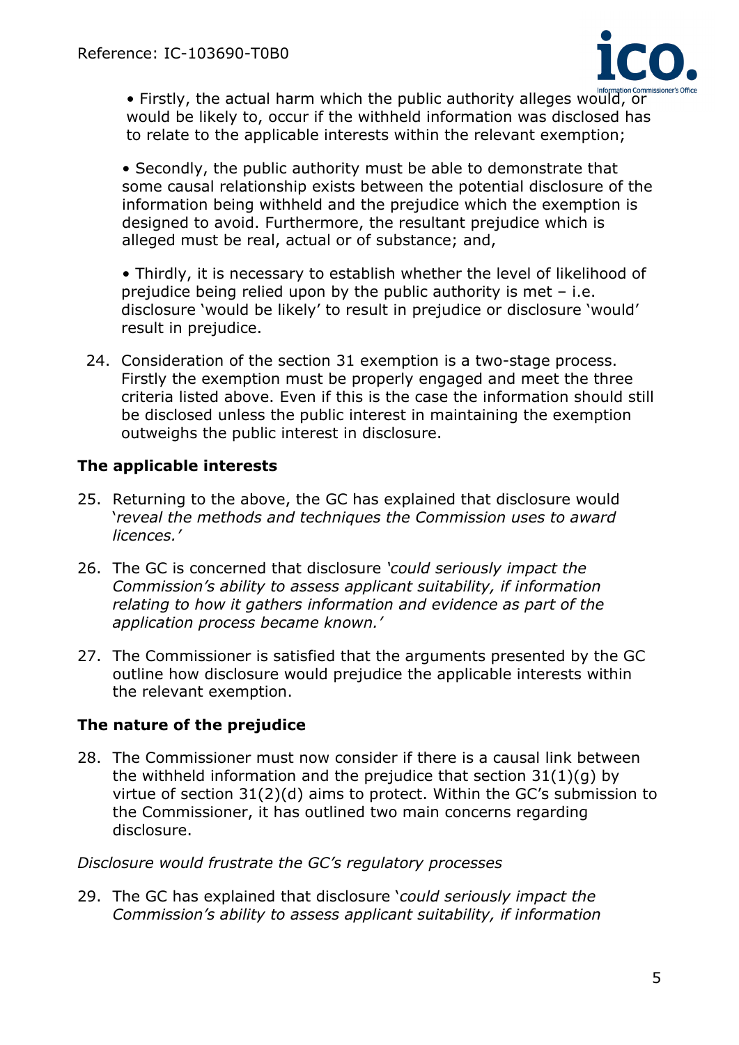- Firstly, the actual harm which the public authority alleges would, or would be likely to, occur if the withheld information was disclosed has to relate to the applicable interests within the relevant exemption;

- Secondly, the public authority must be able to demonstrate that some causal relationship exists between the potential disclosure of the information being withheld and the prejudice which the exemption is designed to avoid. Furthermore, the resultant prejudice which is alleged must be real, actual or of substance; and,

- Thirdly, it is necessary to establish whether the level of likelihood of prejudice being relied upon by the public authority is met – i.e. disclosure 'would be likely' to result in prejudice or disclosure 'would' result in prejudice.

24. Consideration of the section 31 exemption is a two-stage process. Firstly the exemption must be properly engaged and meet the three criteria listed above. Even if this is the case the information should still be disclosed unless the public interest in maintaining the exemption outweighs the public interest in disclosure.

**The applicable interests**

25. Returning to the above, the GC has explained that disclosure would '*reveal the methods and techniques the Commission uses to award licences.'*

26. The GC is concerned that disclosure *'could seriously impact the Commission's ability to assess applicant suitability, if information relating to how it gathers information and evidence as part of the application process became known.'*

27. The Commissioner is satisfied that the arguments presented by the GC outline how disclosure would prejudice the applicable interests within the relevant exemption.

**The nature of the prejudice**

28. The Commissioner must now consider if there is a causal link between the withheld information and the prejudice that section 31(1)(g) by virtue of section 31(2)(d) aims to protect. Within the GC's submission to the Commissioner, it has outlined two main concerns regarding disclosure.

*Disclosure would frustrate the GC's regulatory processes*

29. The GC has explained that disclosure '*could seriously impact the Commission's ability to assess applicant suitability, if information*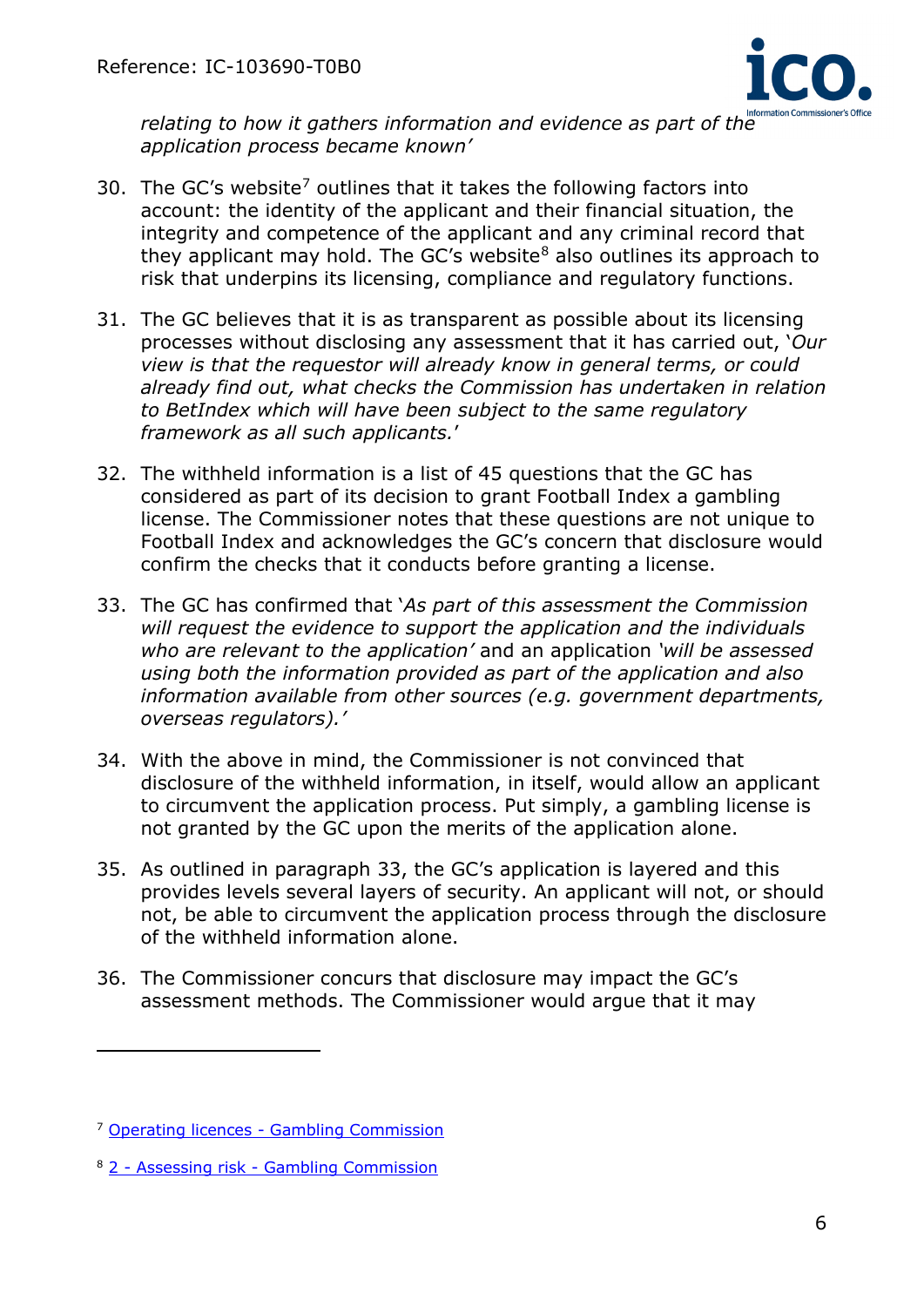*relating to how it gathers information and evidence as part of the application process became known'*

30. The GC's website[7] outlines that it takes the following factors into account: the identity of the applicant and their financial situation, the integrity and competence of the applicant and any criminal record that they applicant may hold. The GC's website[8] also outlines its approach to risk that underpins its licensing, compliance and regulatory functions.

31. The GC believes that it is as transparent as possible about its licensing processes without disclosing any assessment that it has carried out, '*Our view is that the requestor will already know in general terms, or could already find out, what checks the Commission has undertaken in relation to BetIndex which will have been subject to the same regulatory framework as all such applicants.*'

32. The withheld information is a list of 45 questions that the GC has considered as part of its decision to grant Football Index a gambling license. The Commissioner notes that these questions are not unique to Football Index and acknowledges the GC's concern that disclosure would confirm the checks that it conducts before granting a license.

33. The GC has confirmed that '*As part of this assessment the Commission will request the evidence to support the application and the individuals who are relevant to the application'* and an application *'will be assessed using both the information provided as part of the application and also information available from other sources (e.g. government departments, overseas regulators).'*

34. With the above in mind, the Commissioner is not convinced that disclosure of the withheld information, in itself, would allow an applicant to circumvent the application process. Put simply, a gambling license is not granted by the GC upon the merits of the application alone.

35. As outlined in paragraph 33, the GC's application is layered and this provides levels several layers of security. An applicant will not, or should not, be able to circumvent the application process through the disclosure of the withheld information alone.

36. The Commissioner concurs that disclosure may impact the GC's assessment methods. The Commissioner would argue that it may

---

[7] Operating licences - Gambling Commission

[8] 2 - Assessing risk - Gambling Commission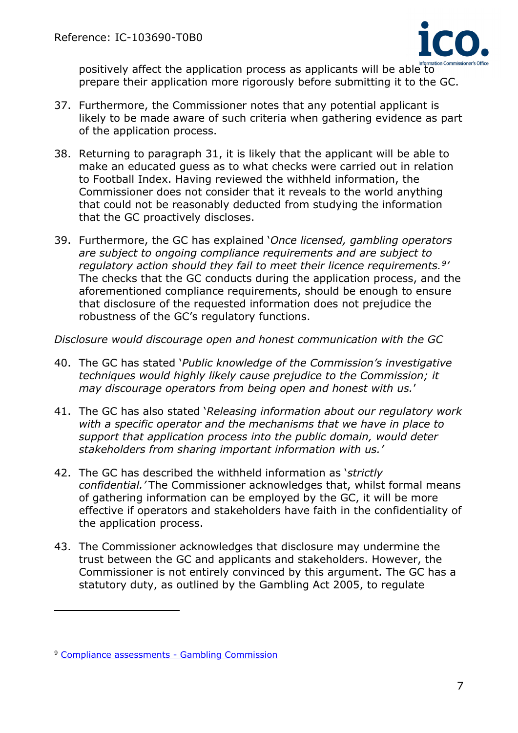positively affect the application process as applicants will be able to prepare their application more rigorously before submitting it to the GC.

37. Furthermore, the Commissioner notes that any potential applicant is likely to be made aware of such criteria when gathering evidence as part of the application process.

38. Returning to paragraph 31, it is likely that the applicant will be able to make an educated guess as to what checks were carried out in relation to Football Index. Having reviewed the withheld information, the Commissioner does not consider that it reveals to the world anything that could not be reasonably deducted from studying the information that the GC proactively discloses.

39. Furthermore, the GC has explained '*Once licensed, gambling operators are subject to ongoing compliance requirements and are subject to regulatory action should they fail to meet their licence requirements.*[9]' The checks that the GC conducts during the application process, and the aforementioned compliance requirements, should be enough to ensure that disclosure of the requested information does not prejudice the robustness of the GC's regulatory functions.

*Disclosure would discourage open and honest communication with the GC*

40. The GC has stated '*Public knowledge of the Commission's investigative techniques would highly likely cause prejudice to the Commission; it may discourage operators from being open and honest with us.*'

41. The GC has also stated '*Releasing information about our regulatory work with a specific operator and the mechanisms that we have in place to support that application process into the public domain, would deter stakeholders from sharing important information with us.*'

42. The GC has described the withheld information as '*strictly confidential.*' The Commissioner acknowledges that, whilst formal means of gathering information can be employed by the GC, it will be more effective if operators and stakeholders have faith in the confidentiality of the application process.

43. The Commissioner acknowledges that disclosure may undermine the trust between the GC and applicants and stakeholders. However, the Commissioner is not entirely convinced by this argument. The GC has a statutory duty, as outlined by the Gambling Act 2005, to regulate

---

[9] Compliance assessments - Gambling Commission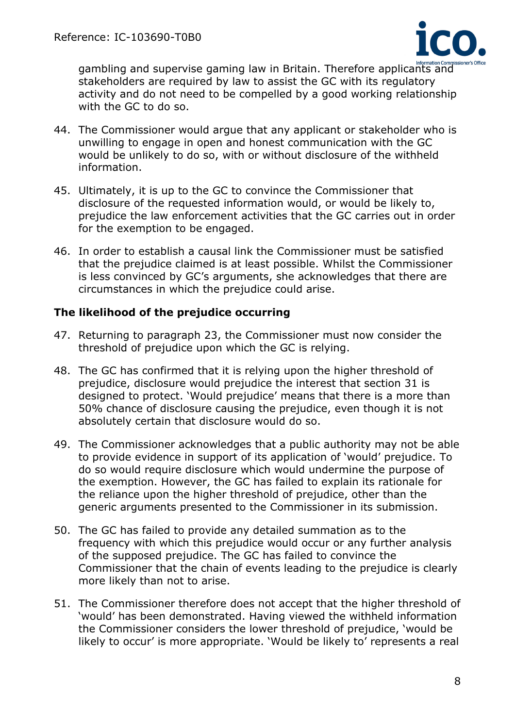gambling and supervise gaming law in Britain. Therefore applicants and stakeholders are required by law to assist the GC with its regulatory activity and do not need to be compelled by a good working relationship with the GC to do so.

44. The Commissioner would argue that any applicant or stakeholder who is unwilling to engage in open and honest communication with the GC would be unlikely to do so, with or without disclosure of the withheld information.

45. Ultimately, it is up to the GC to convince the Commissioner that disclosure of the requested information would, or would be likely to, prejudice the law enforcement activities that the GC carries out in order for the exemption to be engaged.

46. In order to establish a causal link the Commissioner must be satisfied that the prejudice claimed is at least possible. Whilst the Commissioner is less convinced by GC's arguments, she acknowledges that there are circumstances in which the prejudice could arise.

### The likelihood of the prejudice occurring

47. Returning to paragraph 23, the Commissioner must now consider the threshold of prejudice upon which the GC is relying.

48. The GC has confirmed that it is relying upon the higher threshold of prejudice, disclosure would prejudice the interest that section 31 is designed to protect. 'Would prejudice' means that there is a more than 50% chance of disclosure causing the prejudice, even though it is not absolutely certain that disclosure would do so.

49. The Commissioner acknowledges that a public authority may not be able to provide evidence in support of its application of 'would' prejudice. To do so would require disclosure which would undermine the purpose of the exemption. However, the GC has failed to explain its rationale for the reliance upon the higher threshold of prejudice, other than the generic arguments presented to the Commissioner in its submission.

50. The GC has failed to provide any detailed summation as to the frequency with which this prejudice would occur or any further analysis of the supposed prejudice. The GC has failed to convince the Commissioner that the chain of events leading to the prejudice is clearly more likely than not to arise.

51. The Commissioner therefore does not accept that the higher threshold of 'would' has been demonstrated. Having viewed the withheld information the Commissioner considers the lower threshold of prejudice, 'would be likely to occur' is more appropriate. 'Would be likely to' represents a real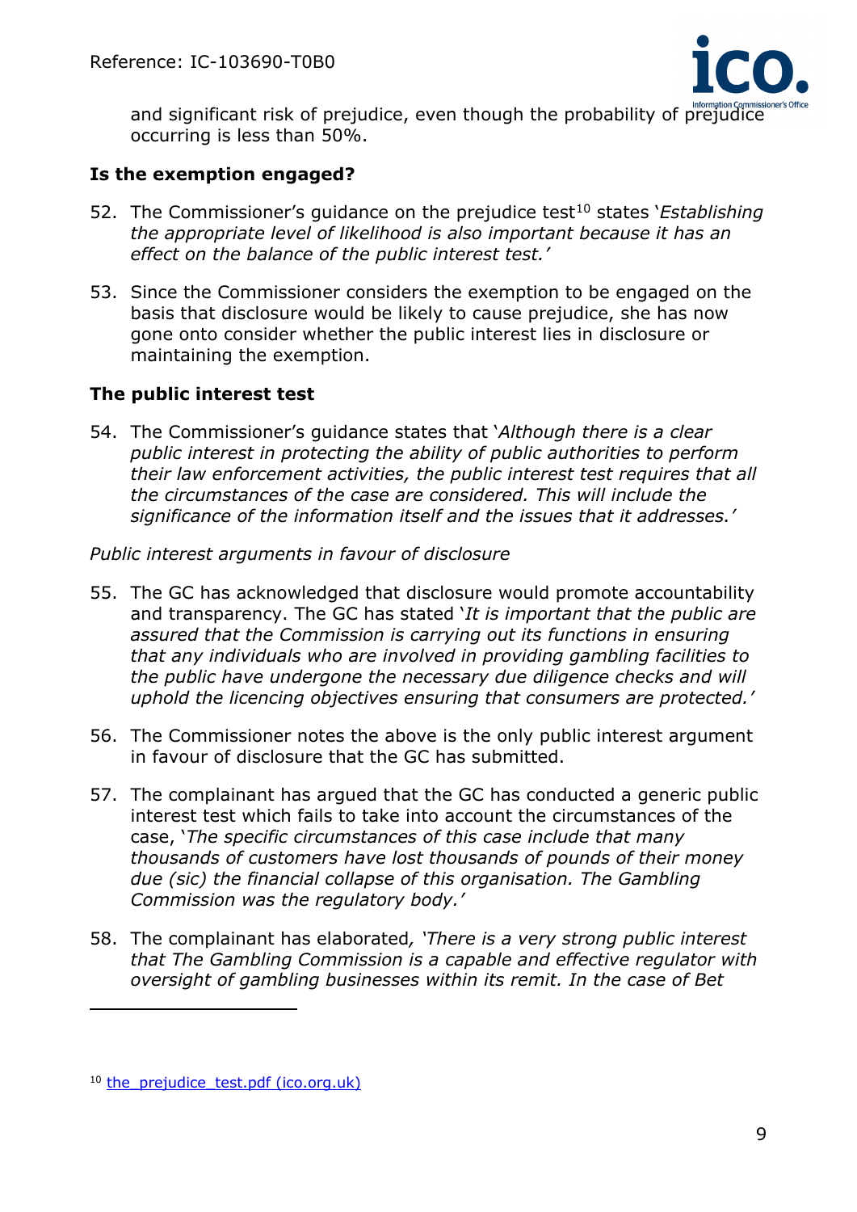and significant risk of prejudice, even though the probability of prejudice occurring is less than 50%.

### Is the exemption engaged?

52. The Commissioner's guidance on the prejudice test[10] states '*Establishing the appropriate level of likelihood is also important because it has an effect on the balance of the public interest test.'*

53. Since the Commissioner considers the exemption to be engaged on the basis that disclosure would be likely to cause prejudice, she has now gone onto consider whether the public interest lies in disclosure or maintaining the exemption.

### The public interest test

54. The Commissioner's guidance states that '*Although there is a clear public interest in protecting the ability of public authorities to perform their law enforcement activities, the public interest test requires that all the circumstances of the case are considered. This will include the significance of the information itself and the issues that it addresses.'*

*Public interest arguments in favour of disclosure*

55. The GC has acknowledged that disclosure would promote accountability and transparency. The GC has stated '*It is important that the public are assured that the Commission is carrying out its functions in ensuring that any individuals who are involved in providing gambling facilities to the public have undergone the necessary due diligence checks and will uphold the licencing objectives ensuring that consumers are protected.'*

56. The Commissioner notes the above is the only public interest argument in favour of disclosure that the GC has submitted.

57. The complainant has argued that the GC has conducted a generic public interest test which fails to take into account the circumstances of the case, '*The specific circumstances of this case include that many thousands of customers have lost thousands of pounds of their money due (sic) the financial collapse of this organisation. The Gambling Commission was the regulatory body.'*

58. The complainant has elaborated*, 'There is a very strong public interest that The Gambling Commission is a capable and effective regulator with oversight of gambling businesses within its remit. In the case of Bet*

---

[10] the_prejudice_test.pdf (ico.org.uk)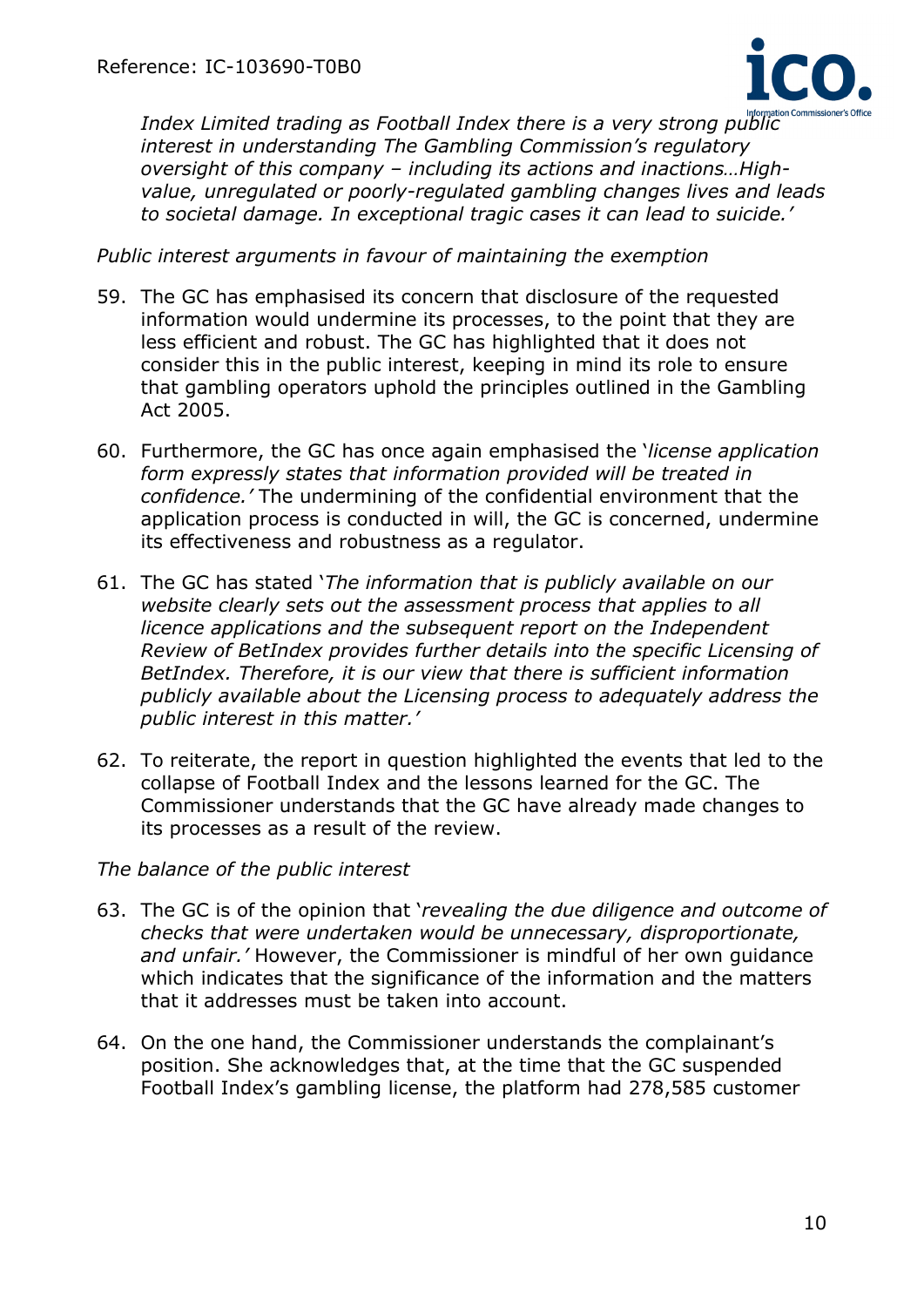*Index Limited trading as Football Index there is a very strong public interest in understanding The Gambling Commission's regulatory oversight of this company – including its actions and inactions…High-value, unregulated or poorly-regulated gambling changes lives and leads to societal damage. In exceptional tragic cases it can lead to suicide.'*

*Public interest arguments in favour of maintaining the exemption*

59. The GC has emphasised its concern that disclosure of the requested information would undermine its processes, to the point that they are less efficient and robust. The GC has highlighted that it does not consider this in the public interest, keeping in mind its role to ensure that gambling operators uphold the principles outlined in the Gambling Act 2005.

60. Furthermore, the GC has once again emphasised the '*license application form expressly states that information provided will be treated in confidence.'* The undermining of the confidential environment that the application process is conducted in will, the GC is concerned, undermine its effectiveness and robustness as a regulator.

61. The GC has stated '*The information that is publicly available on our website clearly sets out the assessment process that applies to all licence applications and the subsequent report on the Independent Review of BetIndex provides further details into the specific Licensing of BetIndex. Therefore, it is our view that there is sufficient information publicly available about the Licensing process to adequately address the public interest in this matter.'*

62. To reiterate, the report in question highlighted the events that led to the collapse of Football Index and the lessons learned for the GC. The Commissioner understands that the GC have already made changes to its processes as a result of the review.

*The balance of the public interest*

63. The GC is of the opinion that '*revealing the due diligence and outcome of checks that were undertaken would be unnecessary, disproportionate, and unfair.'* However, the Commissioner is mindful of her own guidance which indicates that the significance of the information and the matters that it addresses must be taken into account.

64. On the one hand, the Commissioner understands the complainant's position. She acknowledges that, at the time that the GC suspended Football Index's gambling license, the platform had 278,585 customer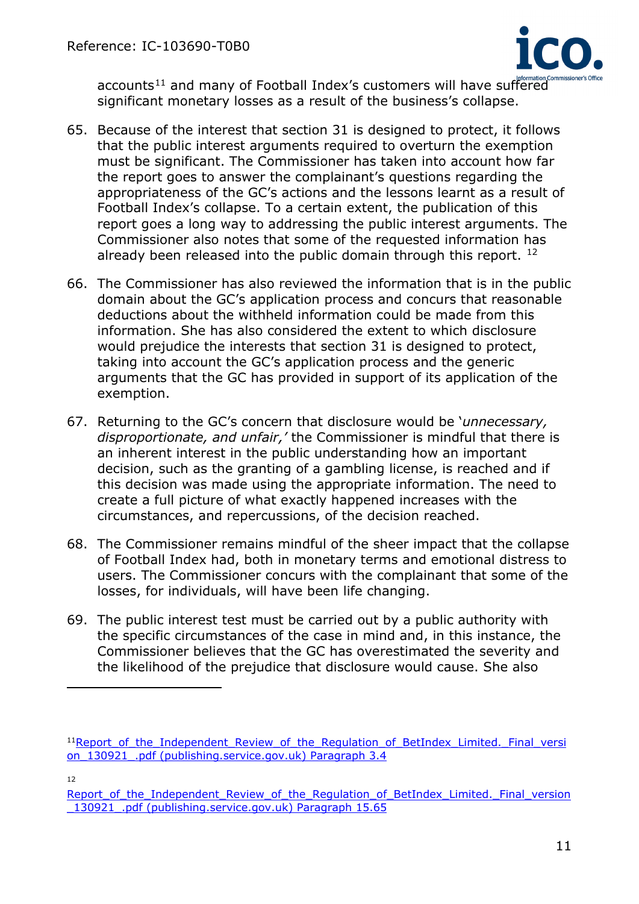accounts[11] and many of Football Index's customers will have suffered significant monetary losses as a result of the business's collapse.

65. Because of the interest that section 31 is designed to protect, it follows that the public interest arguments required to overturn the exemption must be significant. The Commissioner has taken into account how far the report goes to answer the complainant's questions regarding the appropriateness of the GC's actions and the lessons learnt as a result of Football Index's collapse. To a certain extent, the publication of this report goes a long way to addressing the public interest arguments. The Commissioner also notes that some of the requested information has already been released into the public domain through this report. [12]

66. The Commissioner has also reviewed the information that is in the public domain about the GC's application process and concurs that reasonable deductions about the withheld information could be made from this information. She has also considered the extent to which disclosure would prejudice the interests that section 31 is designed to protect, taking into account the GC's application process and the generic arguments that the GC has provided in support of its application of the exemption.

67. Returning to the GC's concern that disclosure would be '*unnecessary, disproportionate, and unfair,'* the Commissioner is mindful that there is an inherent interest in the public understanding how an important decision, such as the granting of a gambling license, is reached and if this decision was made using the appropriate information. The need to create a full picture of what exactly happened increases with the circumstances, and repercussions, of the decision reached.

68. The Commissioner remains mindful of the sheer impact that the collapse of Football Index had, both in monetary terms and emotional distress to users. The Commissioner concurs with the complainant that some of the losses, for individuals, will have been life changing.

69. The public interest test must be carried out by a public authority with the specific circumstances of the case in mind and, in this instance, the Commissioner believes that the GC has overestimated the severity and the likelihood of the prejudice that disclosure would cause. She also

---

[11] Report_of_the_Independent_Review_of_the_Regulation_of_BetIndex_Limited._Final_version_130921_.pdf (publishing.service.gov.uk) Paragraph 3.4

[12] Report_of_the_Independent_Review_of_the_Regulation_of_BetIndex_Limited._Final_version_130921_.pdf (publishing.service.gov.uk) Paragraph 15.65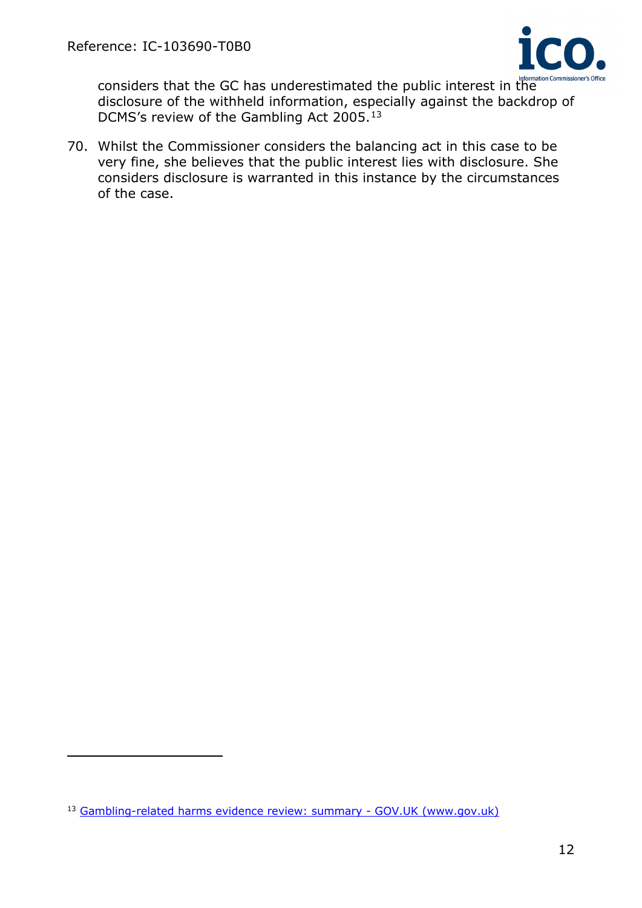considers that the GC has underestimated the public interest in the disclosure of the withheld information, especially against the backdrop of DCMS's review of the Gambling Act 2005.[13]

70. Whilst the Commissioner considers the balancing act in this case to be very fine, she believes that the public interest lies with disclosure. She considers disclosure is warranted in this instance by the circumstances of the case.

---

[13] Gambling-related harms evidence review: summary - GOV.UK (www.gov.uk)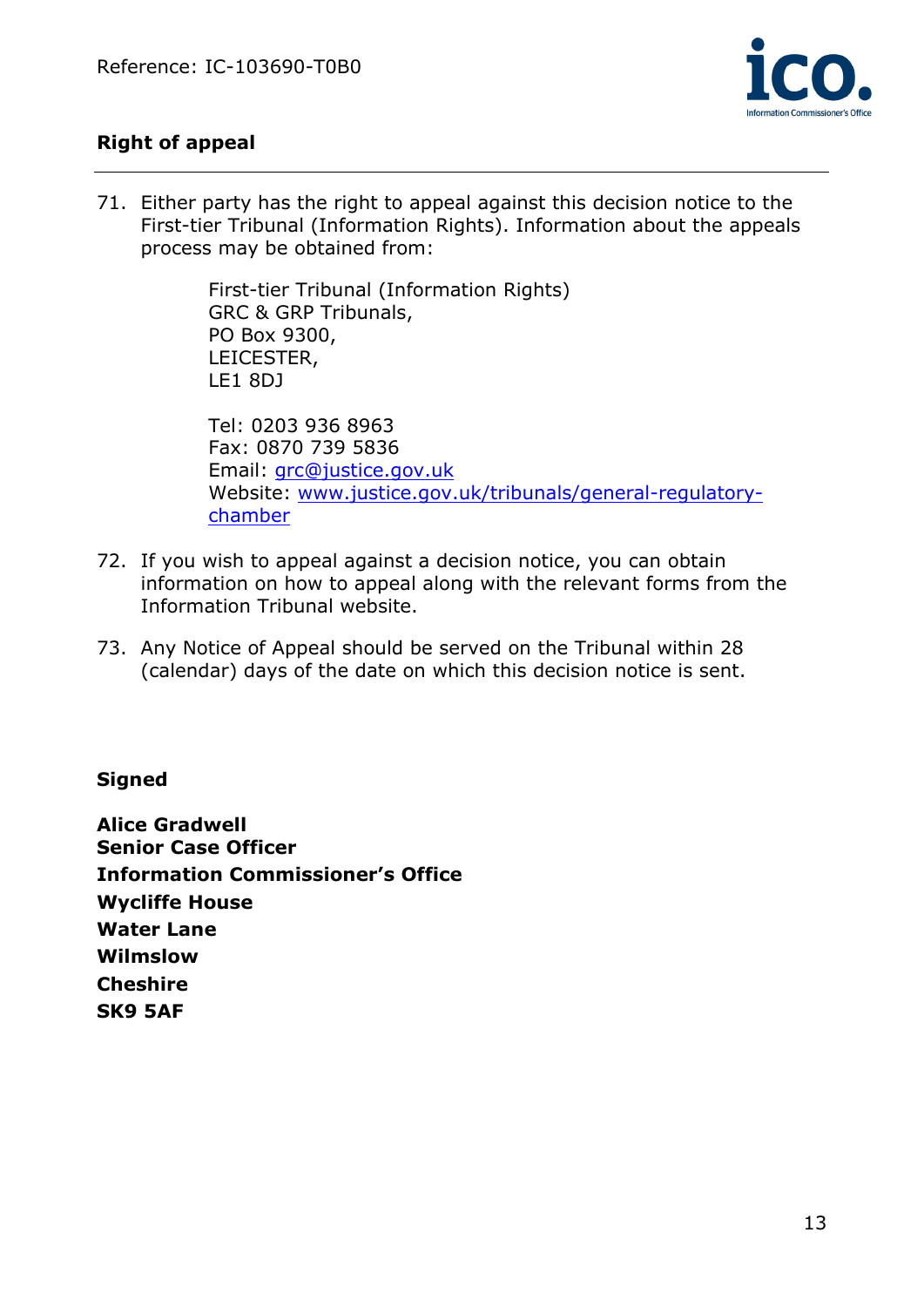## Right of appeal

71. Either party has the right to appeal against this decision notice to the First-tier Tribunal (Information Rights). Information about the appeals process may be obtained from:

    First-tier Tribunal (Information Rights)
    GRC & GRP Tribunals,
    PO Box 9300,
    LEICESTER,
    LE1 8DJ

    Tel: 0203 936 8963
    Fax: 0870 739 5836
    Email: grc@justice.gov.uk
    Website: www.justice.gov.uk/tribunals/general-regulatory-chamber

72. If you wish to appeal against a decision notice, you can obtain information on how to appeal along with the relevant forms from the Information Tribunal website.

73. Any Notice of Appeal should be served on the Tribunal within 28 (calendar) days of the date on which this decision notice is sent.

**Signed**

**Alice Gradwell**
**Senior Case Officer**
**Information Commissioner's Office**
**Wycliffe House**
**Water Lane**
**Wilmslow**
**Cheshire**
**SK9 5AF**